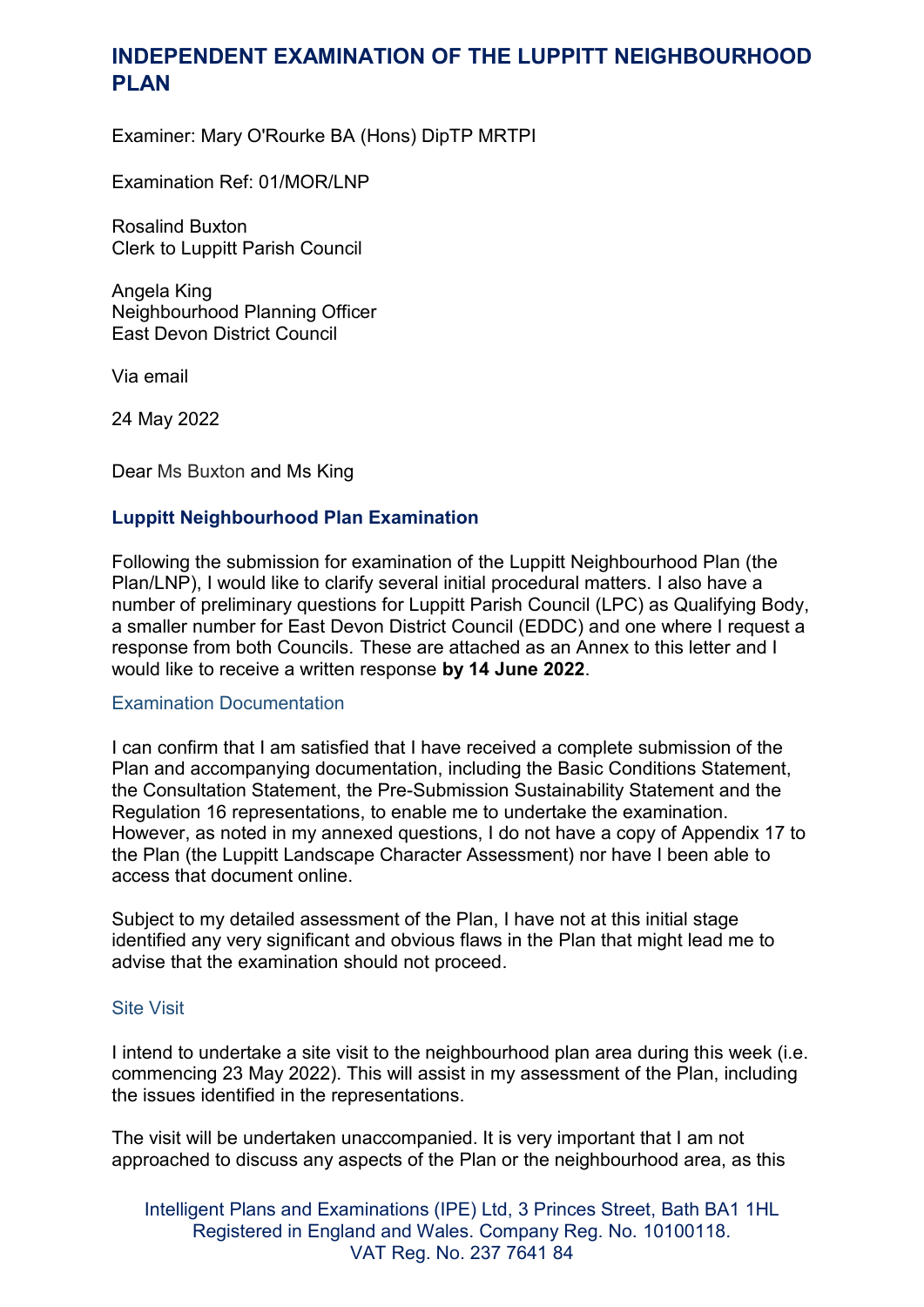# INDEPENDENT EXAMINATION OF THE LUPPITT NEIGHBOURHOOD PLAN

Examiner: Mary O'Rourke BA (Hons) DipTP MRTPI

Examination Ref: 01/MOR/LNP

Rosalind Buxton
Clerk to Luppitt Parish Council

Angela King
Neighbourhood Planning Officer
East Devon District Council

Via email

24 May 2022

Dear Ms Buxton and Ms King

### Luppitt Neighbourhood Plan Examination

Following the submission for examination of the Luppitt Neighbourhood Plan (the Plan/LNP), I would like to clarify several initial procedural matters. I also have a number of preliminary questions for Luppitt Parish Council (LPC) as Qualifying Body, a smaller number for East Devon District Council (EDDC) and one where I request a response from both Councils. These are attached as an Annex to this letter and I would like to receive a written response **by 14 June 2022**.

#### Examination Documentation

I can confirm that I am satisfied that I have received a complete submission of the Plan and accompanying documentation, including the Basic Conditions Statement, the Consultation Statement, the Pre-Submission Sustainability Statement and the Regulation 16 representations, to enable me to undertake the examination. However, as noted in my annexed questions, I do not have a copy of Appendix 17 to the Plan (the Luppitt Landscape Character Assessment) nor have I been able to access that document online.

Subject to my detailed assessment of the Plan, I have not at this initial stage identified any very significant and obvious flaws in the Plan that might lead me to advise that the examination should not proceed.

#### Site Visit

I intend to undertake a site visit to the neighbourhood plan area during this week (i.e. commencing 23 May 2022). This will assist in my assessment of the Plan, including the issues identified in the representations.

The visit will be undertaken unaccompanied. It is very important that I am not approached to discuss any aspects of the Plan or the neighbourhood area, as this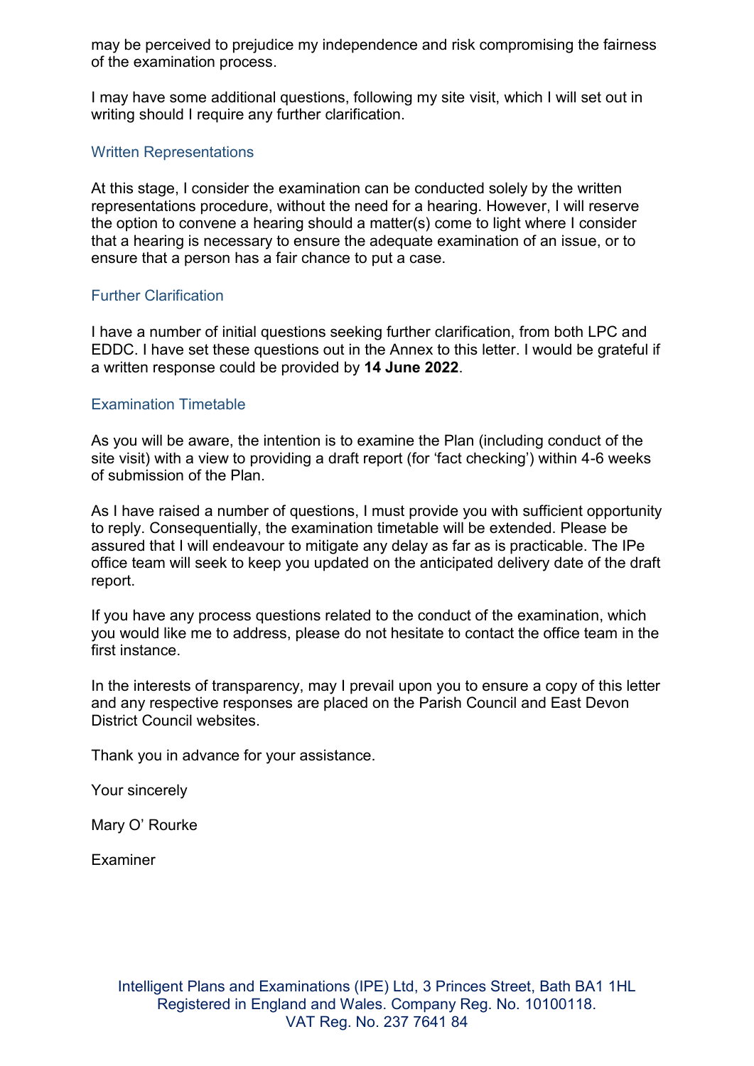may be perceived to prejudice my independence and risk compromising the fairness of the examination process.

I may have some additional questions, following my site visit, which I will set out in writing should I require any further clarification.

### Written Representations

At this stage, I consider the examination can be conducted solely by the written representations procedure, without the need for a hearing. However, I will reserve the option to convene a hearing should a matter(s) come to light where I consider that a hearing is necessary to ensure the adequate examination of an issue, or to ensure that a person has a fair chance to put a case.

### Further Clarification

I have a number of initial questions seeking further clarification, from both LPC and EDDC. I have set these questions out in the Annex to this letter. I would be grateful if a written response could be provided by **14 June 2022**.

### Examination Timetable

As you will be aware, the intention is to examine the Plan (including conduct of the site visit) with a view to providing a draft report (for 'fact checking') within 4-6 weeks of submission of the Plan.

As I have raised a number of questions, I must provide you with sufficient opportunity to reply. Consequentially, the examination timetable will be extended. Please be assured that I will endeavour to mitigate any delay as far as is practicable. The IPe office team will seek to keep you updated on the anticipated delivery date of the draft report.

If you have any process questions related to the conduct of the examination, which you would like me to address, please do not hesitate to contact the office team in the first instance.

In the interests of transparency, may I prevail upon you to ensure a copy of this letter and any respective responses are placed on the Parish Council and East Devon District Council websites.

Thank you in advance for your assistance.

Your sincerely

Mary O' Rourke

Examiner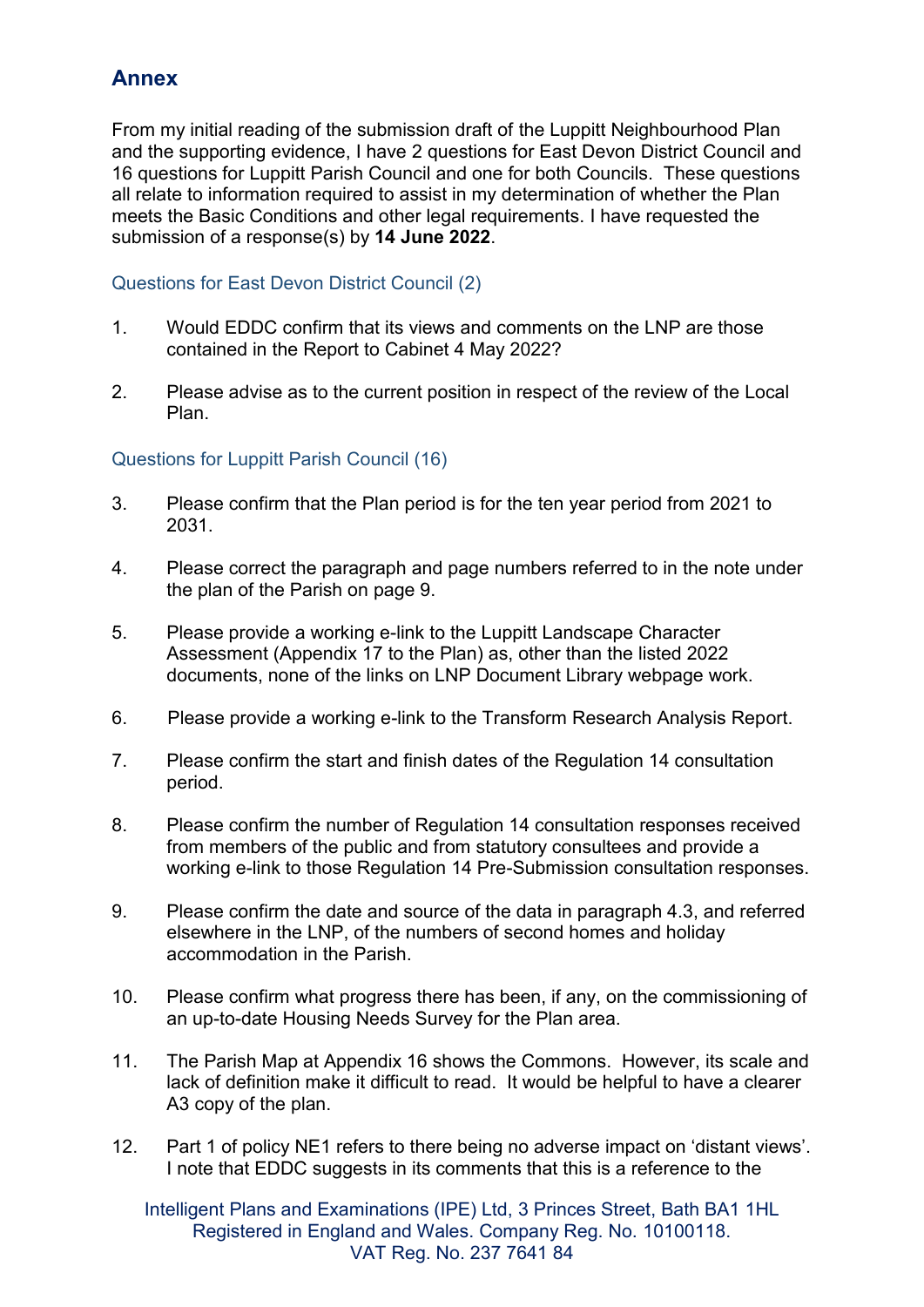## Annex

From my initial reading of the submission draft of the Luppitt Neighbourhood Plan and the supporting evidence, I have 2 questions for East Devon District Council and 16 questions for Luppitt Parish Council and one for both Councils. These questions all relate to information required to assist in my determination of whether the Plan meets the Basic Conditions and other legal requirements. I have requested the submission of a response(s) by **14 June 2022**.

### Questions for East Devon District Council (2)

1. Would EDDC confirm that its views and comments on the LNP are those contained in the Report to Cabinet 4 May 2022?

2. Please advise as to the current position in respect of the review of the Local Plan.

### Questions for Luppitt Parish Council (16)

3. Please confirm that the Plan period is for the ten year period from 2021 to 2031.

4. Please correct the paragraph and page numbers referred to in the note under the plan of the Parish on page 9.

5. Please provide a working e-link to the Luppitt Landscape Character Assessment (Appendix 17 to the Plan) as, other than the listed 2022 documents, none of the links on LNP Document Library webpage work.

6. Please provide a working e-link to the Transform Research Analysis Report.

7. Please confirm the start and finish dates of the Regulation 14 consultation period.

8. Please confirm the number of Regulation 14 consultation responses received from members of the public and from statutory consultees and provide a working e-link to those Regulation 14 Pre-Submission consultation responses.

9. Please confirm the date and source of the data in paragraph 4.3, and referred elsewhere in the LNP, of the numbers of second homes and holiday accommodation in the Parish.

10. Please confirm what progress there has been, if any, on the commissioning of an up-to-date Housing Needs Survey for the Plan area.

11. The Parish Map at Appendix 16 shows the Commons. However, its scale and lack of definition make it difficult to read. It would be helpful to have a clearer A3 copy of the plan.

12. Part 1 of policy NE1 refers to there being no adverse impact on 'distant views'. I note that EDDC suggests in its comments that this is a reference to the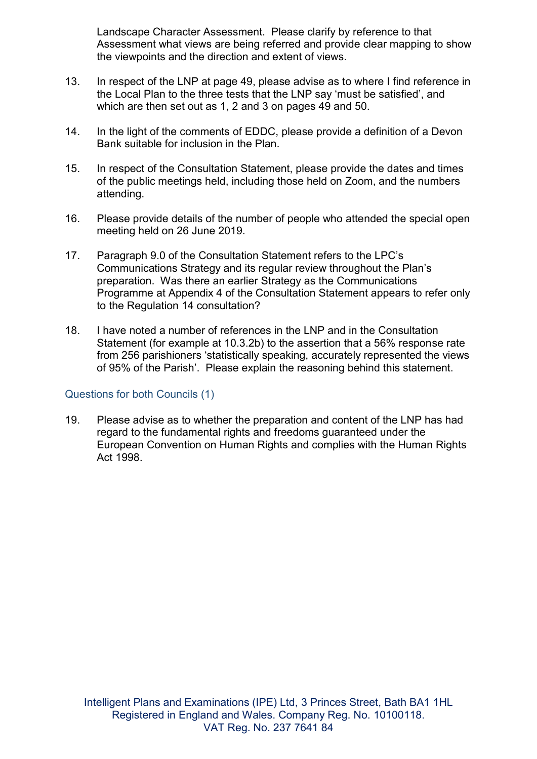Landscape Character Assessment. Please clarify by reference to that Assessment what views are being referred and provide clear mapping to show the viewpoints and the direction and extent of views.

13. In respect of the LNP at page 49, please advise as to where I find reference in the Local Plan to the three tests that the LNP say 'must be satisfied', and which are then set out as 1, 2 and 3 on pages 49 and 50.

14. In the light of the comments of EDDC, please provide a definition of a Devon Bank suitable for inclusion in the Plan.

15. In respect of the Consultation Statement, please provide the dates and times of the public meetings held, including those held on Zoom, and the numbers attending.

16. Please provide details of the number of people who attended the special open meeting held on 26 June 2019.

17. Paragraph 9.0 of the Consultation Statement refers to the LPC's Communications Strategy and its regular review throughout the Plan's preparation. Was there an earlier Strategy as the Communications Programme at Appendix 4 of the Consultation Statement appears to refer only to the Regulation 14 consultation?

18. I have noted a number of references in the LNP and in the Consultation Statement (for example at 10.3.2b) to the assertion that a 56% response rate from 256 parishioners 'statistically speaking, accurately represented the views of 95% of the Parish'. Please explain the reasoning behind this statement.

### Questions for both Councils (1)

19. Please advise as to whether the preparation and content of the LNP has had regard to the fundamental rights and freedoms guaranteed under the European Convention on Human Rights and complies with the Human Rights Act 1998.